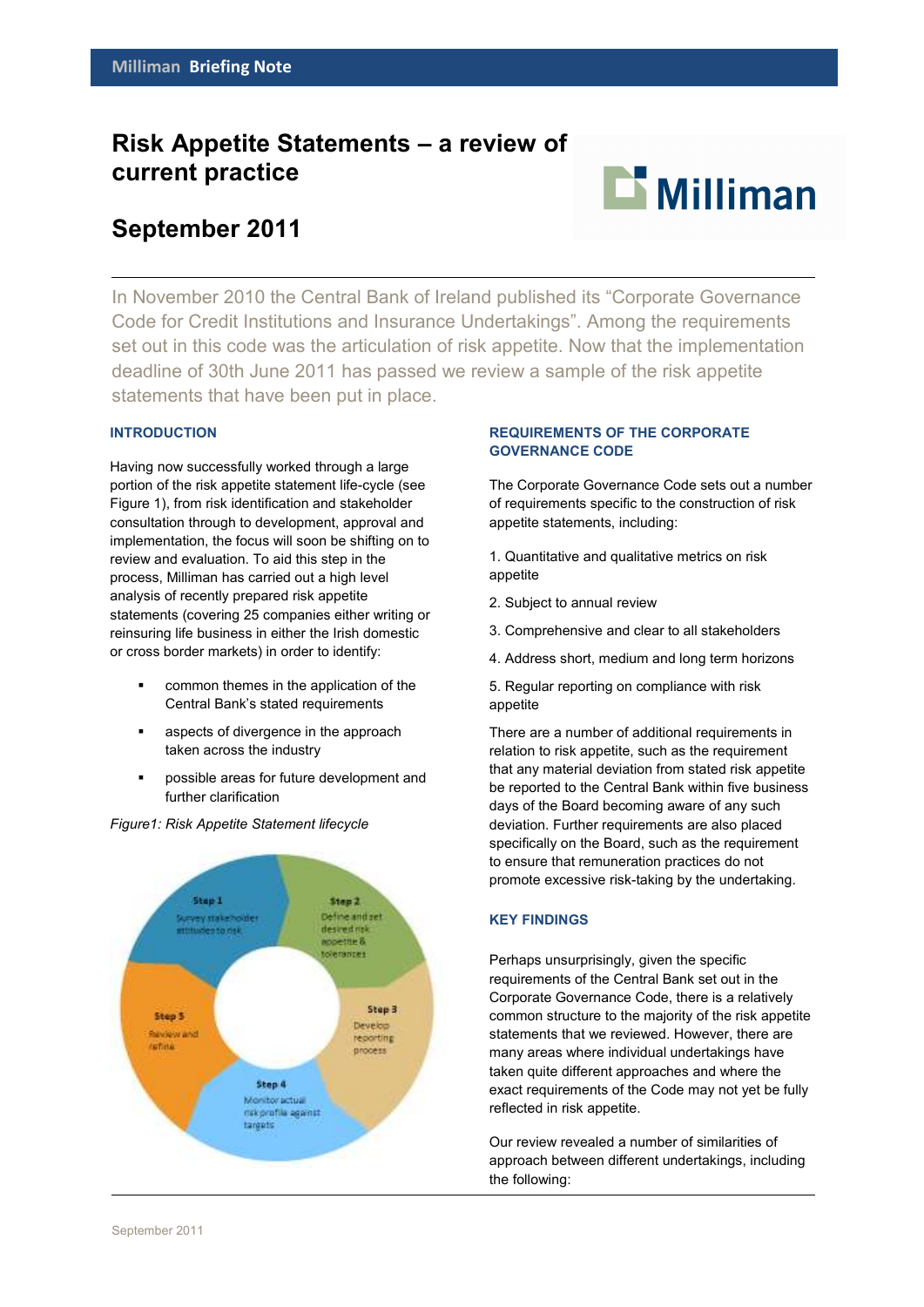# Risk Appetite Statements – a review of current practice

## September 2011

In November 2010 the Central Bank of Ireland published its "Corporate Governance Code for Credit Institutions and Insurance Undertakings". Among the requirements set out in this code was the articulation of risk appetite. Now that the implementation deadline of 30th June 2011 has passed we review a sample of the risk appetite statements that have been put in place.

### INTRODUCTION

Having now successfully worked through a large portion of the risk appetite statement life-cycle (see Figure 1), from risk identification and stakeholder consultation through to development, approval and implementation, the focus will soon be shifting on to review and evaluation. To aid this step in the process, Milliman has carried out a high level analysis of recently prepared risk appetite statements (covering 25 companies either writing or reinsuring life business in either the Irish domestic or cross border markets) in order to identify:

- common themes in the application of the Central Bank's stated requirements
- aspects of divergence in the approach taken across the industry
- possible areas for future development and further clarification

*Figure1: Risk Appetite Statement lifecycle*

Step 1
Survey stakeholder attitudes to risk

Step 2
Define and set desired risk appetite & tolerances

Step 3
Develop reporting process

Step 4
Monitor actual risk profile against targets

Step 5
Review and refine

### REQUIREMENTS OF THE CORPORATE GOVERNANCE CODE

The Corporate Governance Code sets out a number of requirements specific to the construction of risk appetite statements, including:

1. Quantitative and qualitative metrics on risk appetite
2. Subject to annual review
3. Comprehensive and clear to all stakeholders
4. Address short, medium and long term horizons
5. Regular reporting on compliance with risk appetite

There are a number of additional requirements in relation to risk appetite, such as the requirement that any material deviation from stated risk appetite be reported to the Central Bank within five business days of the Board becoming aware of any such deviation. Further requirements are also placed specifically on the Board, such as the requirement to ensure that remuneration practices do not promote excessive risk-taking by the undertaking.

### KEY FINDINGS

Perhaps unsurprisingly, given the specific requirements of the Central Bank set out in the Corporate Governance Code, there is a relatively common structure to the majority of the risk appetite statements that we reviewed. However, there are many areas where individual undertakings have taken quite different approaches and where the exact requirements of the Code may not yet be fully reflected in risk appetite.

Our review revealed a number of similarities of approach between different undertakings, including the following: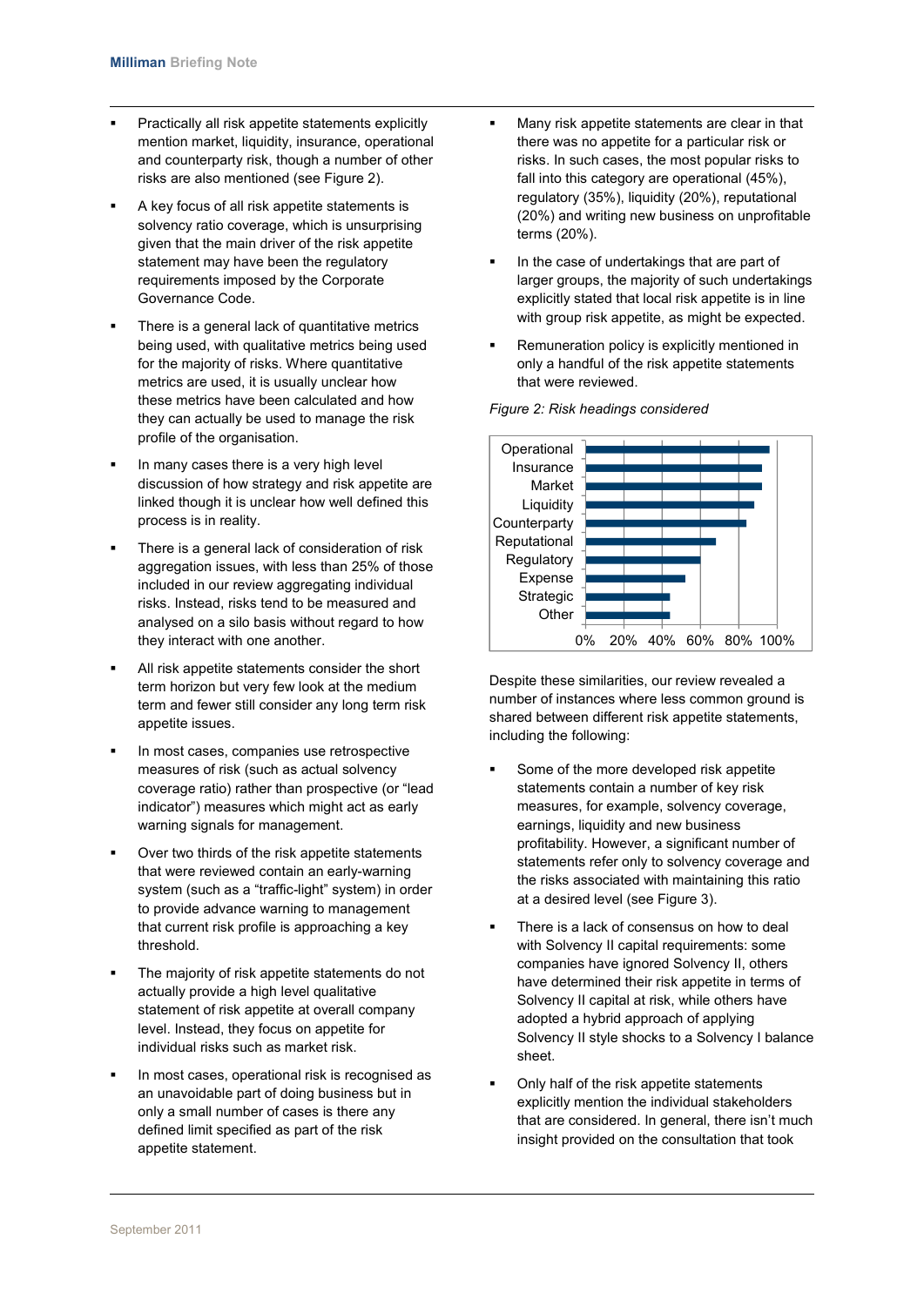- Practically all risk appetite statements explicitly mention market, liquidity, insurance, operational and counterparty risk, though a number of other risks are also mentioned (see Figure 2).
- A key focus of all risk appetite statements is solvency ratio coverage, which is unsurprising given that the main driver of the risk appetite statement may have been the regulatory requirements imposed by the Corporate Governance Code.
- There is a general lack of quantitative metrics being used, with qualitative metrics being used for the majority of risks. Where quantitative metrics are used, it is usually unclear how these metrics have been calculated and how they can actually be used to manage the risk profile of the organisation.
- In many cases there is a very high level discussion of how strategy and risk appetite are linked though it is unclear how well defined this process is in reality.
- There is a general lack of consideration of risk aggregation issues, with less than 25% of those included in our review aggregating individual risks. Instead, risks tend to be measured and analysed on a silo basis without regard to how they interact with one another.
- All risk appetite statements consider the short term horizon but very few look at the medium term and fewer still consider any long term risk appetite issues.
- In most cases, companies use retrospective measures of risk (such as actual solvency coverage ratio) rather than prospective (or "lead indicator") measures which might act as early warning signals for management.
- Over two thirds of the risk appetite statements that were reviewed contain an early-warning system (such as a "traffic-light" system) in order to provide advance warning to management that current risk profile is approaching a key threshold.
- The majority of risk appetite statements do not actually provide a high level qualitative statement of risk appetite at overall company level. Instead, they focus on appetite for individual risks such as market risk.
- In most cases, operational risk is recognised as an unavoidable part of doing business but in only a small number of cases is there any defined limit specified as part of the risk appetite statement.
- Many risk appetite statements are clear in that there was no appetite for a particular risk or risks. In such cases, the most popular risks to fall into this category are operational (45%), regulatory (35%), liquidity (20%), reputational (20%) and writing new business on unprofitable terms (20%).
- In the case of undertakings that are part of larger groups, the majority of such undertakings explicitly stated that local risk appetite is in line with group risk appetite, as might be expected.
- Remuneration policy is explicitly mentioned in only a handful of the risk appetite statements that were reviewed.

*Figure 2: Risk headings considered*

Despite these similarities, our review revealed a number of instances where less common ground is shared between different risk appetite statements, including the following:

- Some of the more developed risk appetite statements contain a number of key risk measures, for example, solvency coverage, earnings, liquidity and new business profitability. However, a significant number of statements refer only to solvency coverage and the risks associated with maintaining this ratio at a desired level (see Figure 3).
- There is a lack of consensus on how to deal with Solvency II capital requirements: some companies have ignored Solvency II, others have determined their risk appetite in terms of Solvency II capital at risk, while others have adopted a hybrid approach of applying Solvency II style shocks to a Solvency I balance sheet.
- Only half of the risk appetite statements explicitly mention the individual stakeholders that are considered. In general, there isn't much insight provided on the consultation that took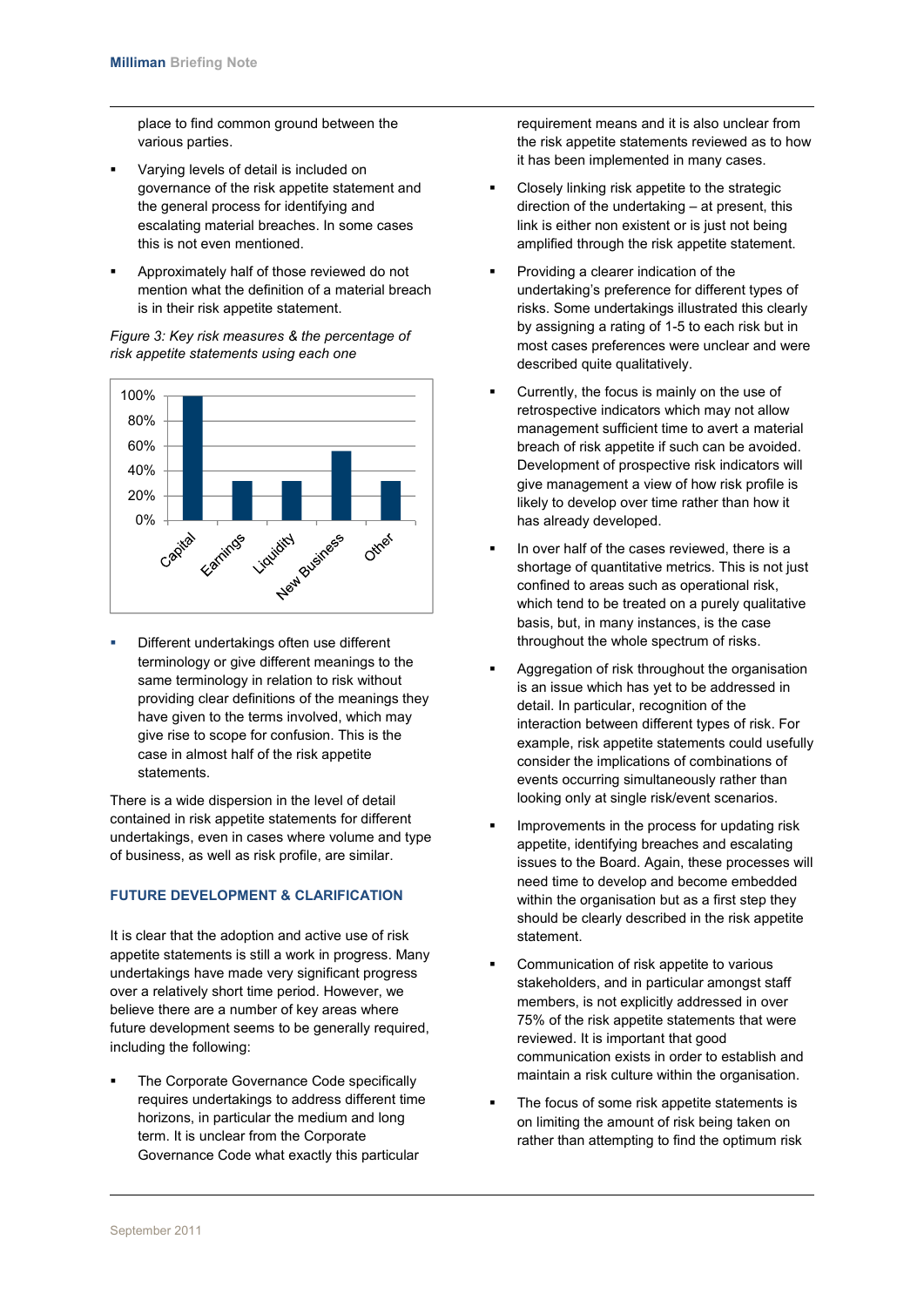place to find common ground between the various parties.

- Varying levels of detail is included on governance of the risk appetite statement and the general process for identifying and escalating material breaches. In some cases this is not even mentioned.
- Approximately half of those reviewed do not mention what the definition of a material breach is in their risk appetite statement.

*Figure 3: Key risk measures & the percentage of risk appetite statements using each one*

| Risk measure | Percentage |
|---|---|
| Capital | 100% |
| Earnings | ~31% |
| Liquidity | ~31% |
| New Business | ~56% |
| Other | ~31% |

- Different undertakings often use different terminology or give different meanings to the same terminology in relation to risk without providing clear definitions of the meanings they have given to the terms involved, which may give rise to scope for confusion. This is the case in almost half of the risk appetite statements.

There is a wide dispersion in the level of detail contained in risk appetite statements for different undertakings, even in cases where volume and type of business, as well as risk profile, are similar.

## FUTURE DEVELOPMENT & CLARIFICATION

It is clear that the adoption and active use of risk appetite statements is still a work in progress. Many undertakings have made very significant progress over a relatively short time period. However, we believe there are a number of key areas where future development seems to be generally required, including the following:

- The Corporate Governance Code specifically requires undertakings to address different time horizons, in particular the medium and long term. It is unclear from the Corporate Governance Code what exactly this particular requirement means and it is also unclear from the risk appetite statements reviewed as to how it has been implemented in many cases.
- Closely linking risk appetite to the strategic direction of the undertaking – at present, this link is either non existent or is just not being amplified through the risk appetite statement.
- Providing a clearer indication of the undertaking's preference for different types of risks. Some undertakings illustrated this clearly by assigning a rating of 1-5 to each risk but in most cases preferences were unclear and were described quite qualitatively.
- Currently, the focus is mainly on the use of retrospective indicators which may not allow management sufficient time to avert a material breach of risk appetite if such can be avoided. Development of prospective risk indicators will give management a view of how risk profile is likely to develop over time rather than how it has already developed.
- In over half of the cases reviewed, there is a shortage of quantitative metrics. This is not just confined to areas such as operational risk, which tend to be treated on a purely qualitative basis, but, in many instances, is the case throughout the whole spectrum of risks.
- Aggregation of risk throughout the organisation is an issue which has yet to be addressed in detail. In particular, recognition of the interaction between different types of risk. For example, risk appetite statements could usefully consider the implications of combinations of events occurring simultaneously rather than looking only at single risk/event scenarios.
- Improvements in the process for updating risk appetite, identifying breaches and escalating issues to the Board. Again, these processes will need time to develop and become embedded within the organisation but as a first step they should be clearly described in the risk appetite statement.
- Communication of risk appetite to various stakeholders, and in particular amongst staff members, is not explicitly addressed in over 75% of the risk appetite statements that were reviewed. It is important that good communication exists in order to establish and maintain a risk culture within the organisation.
- The focus of some risk appetite statements is on limiting the amount of risk being taken on rather than attempting to find the optimum risk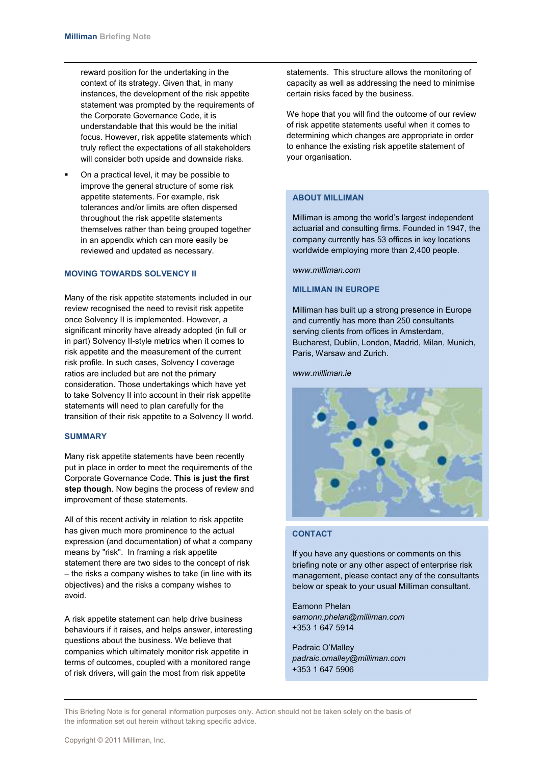reward position for the undertaking in the context of its strategy. Given that, in many instances, the development of the risk appetite statement was prompted by the requirements of the Corporate Governance Code, it is understandable that this would be the initial focus. However, risk appetite statements which truly reflect the expectations of all stakeholders will consider both upside and downside risks.

- On a practical level, it may be possible to improve the general structure of some risk appetite statements. For example, risk tolerances and/or limits are often dispersed throughout the risk appetite statements themselves rather than being grouped together in an appendix which can more easily be reviewed and updated as necessary.

## MOVING TOWARDS SOLVENCY II

Many of the risk appetite statements included in our review recognised the need to revisit risk appetite once Solvency II is implemented. However, a significant minority have already adopted (in full or in part) Solvency II-style metrics when it comes to risk appetite and the measurement of the current risk profile. In such cases, Solvency I coverage ratios are included but are not the primary consideration. Those undertakings which have yet to take Solvency II into account in their risk appetite statements will need to plan carefully for the transition of their risk appetite to a Solvency II world.

## SUMMARY

Many risk appetite statements have been recently put in place in order to meet the requirements of the Corporate Governance Code. **This is just the first step though**. Now begins the process of review and improvement of these statements.

All of this recent activity in relation to risk appetite has given much more prominence to the actual expression (and documentation) of what a company means by "risk". In framing a risk appetite statement there are two sides to the concept of risk – the risks a company wishes to take (in line with its objectives) and the risks a company wishes to avoid.

A risk appetite statement can help drive business behaviours if it raises, and helps answer, interesting questions about the business. We believe that companies which ultimately monitor risk appetite in terms of outcomes, coupled with a monitored range of risk drivers, will gain the most from risk appetite statements. This structure allows the monitoring of capacity as well as addressing the need to minimise certain risks faced by the business.

We hope that you will find the outcome of our review of risk appetite statements useful when it comes to determining which changes are appropriate in order to enhance the existing risk appetite statement of your organisation.

## ABOUT MILLIMAN

Milliman is among the world's largest independent actuarial and consulting firms. Founded in 1947, the company currently has 53 offices in key locations worldwide employing more than 2,400 people.

*www.milliman.com*

## MILLIMAN IN EUROPE

Milliman has built up a strong presence in Europe and currently has more than 250 consultants serving clients from offices in Amsterdam, Bucharest, Dublin, London, Madrid, Milan, Munich, Paris, Warsaw and Zurich.

*www.milliman.ie*

## CONTACT

If you have any questions or comments on this briefing note or any other aspect of enterprise risk management, please contact any of the consultants below or speak to your usual Milliman consultant.

Eamonn Phelan
*eamonn.phelan@milliman.com*
+353 1 647 5914

Padraic O'Malley
*padraic.omalley@milliman.com*
+353 1 647 5906

This Briefing Note is for general information purposes only. Action should not be taken solely on the basis of the information set out herein without taking specific advice.

Copyright © 2011 Milliman, Inc.